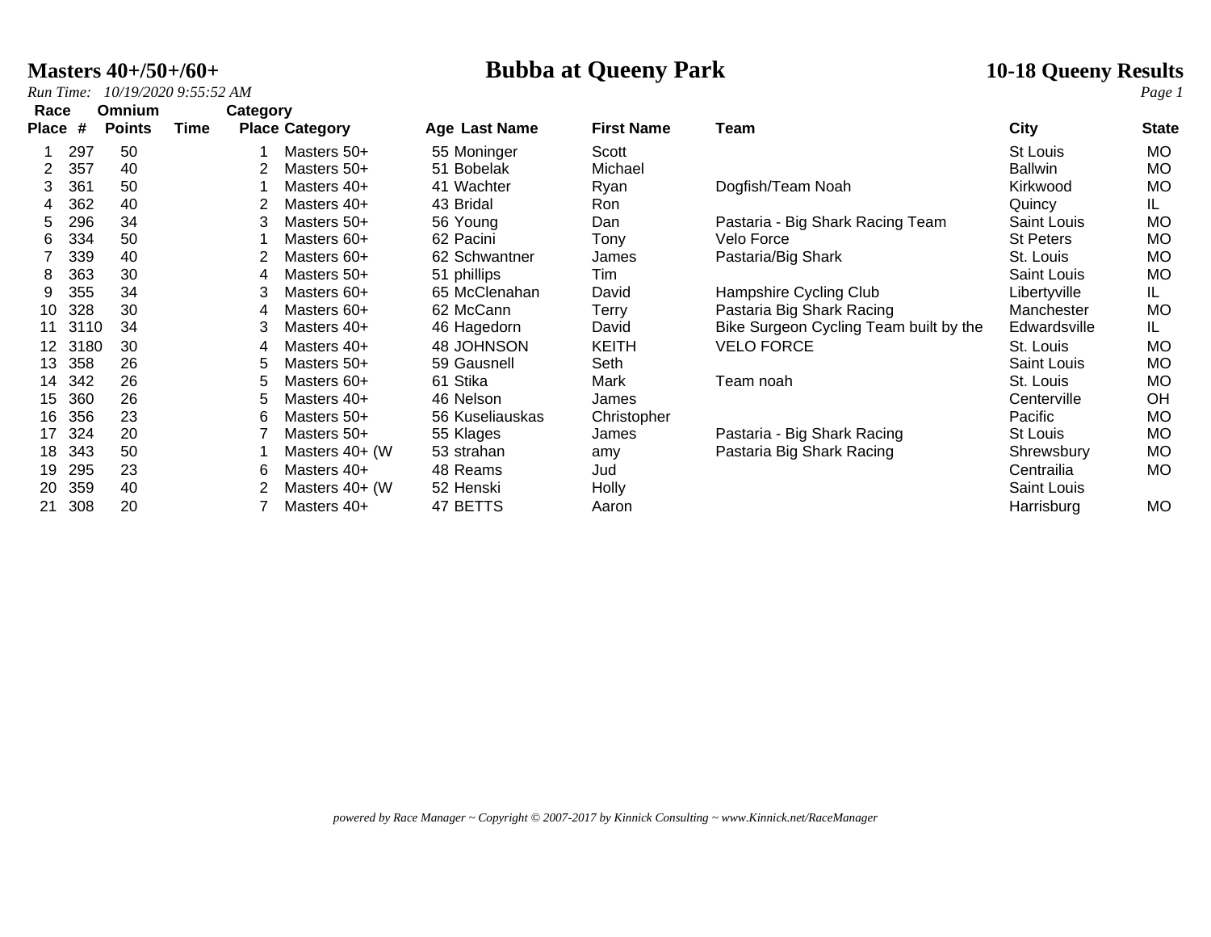# Masters 40+/50+/60+

# Bubba at Queeny Park

## 10-18 Queeny Results

*Run Time: 10/19/2020 9:55:52 AM*

| Race Place | # | Omnium Points | Time | Category Place | Category | Age | Last Name | First Name | Team | City | State |
|---|---|---|---|---|---|---|---|---|---|---|---|
| 1 | 297 | 50 | | 1 | Masters 50+ | 55 | Moninger | Scott | | St Louis | MO |
| 2 | 357 | 40 | | 2 | Masters 50+ | 51 | Bobelak | Michael | | Ballwin | MO |
| 3 | 361 | 50 | | 1 | Masters 40+ | 41 | Wachter | Ryan | Dogfish/Team Noah | Kirkwood | MO |
| 4 | 362 | 40 | | 2 | Masters 40+ | 43 | Bridal | Ron | | Quincy | IL |
| 5 | 296 | 34 | | 3 | Masters 50+ | 56 | Young | Dan | Pastaria - Big Shark Racing Team | Saint Louis | MO |
| 6 | 334 | 50 | | 1 | Masters 60+ | 62 | Pacini | Tony | Velo Force | St Peters | MO |
| 7 | 339 | 40 | | 2 | Masters 60+ | 62 | Schwantner | James | Pastaria/Big Shark | St. Louis | MO |
| 8 | 363 | 30 | | 4 | Masters 50+ | 51 | phillips | Tim | | Saint Louis | MO |
| 9 | 355 | 34 | | 3 | Masters 60+ | 65 | McClenahan | David | Hampshire Cycling Club | Libertyville | IL |
| 10 | 328 | 30 | | 4 | Masters 60+ | 62 | McCann | Terry | Pastaria Big Shark Racing | Manchester | MO |
| 11 | 3110 | 34 | | 3 | Masters 40+ | 46 | Hagedorn | David | Bike Surgeon Cycling Team built by the | Edwardsville | IL |
| 12 | 3180 | 30 | | 4 | Masters 40+ | 48 | JOHNSON | KEITH | VELO FORCE | St. Louis | MO |
| 13 | 358 | 26 | | 5 | Masters 50+ | 59 | Gausnell | Seth | | Saint Louis | MO |
| 14 | 342 | 26 | | 5 | Masters 60+ | 61 | Stika | Mark | Team noah | St. Louis | MO |
| 15 | 360 | 26 | | 5 | Masters 40+ | 46 | Nelson | James | | Centerville | OH |
| 16 | 356 | 23 | | 6 | Masters 50+ | 56 | Kuseliauskas | Christopher | | Pacific | MO |
| 17 | 324 | 20 | | 7 | Masters 50+ | 55 | Klages | James | Pastaria - Big Shark Racing | St Louis | MO |
| 18 | 343 | 50 | | 1 | Masters 40+ (W | 53 | strahan | amy | Pastaria Big Shark Racing | Shrewsbury | MO |
| 19 | 295 | 23 | | 6 | Masters 40+ | 48 | Reams | Jud | | Centrailia | MO |
| 20 | 359 | 40 | | 2 | Masters 40+ (W | 52 | Henski | Holly | | Saint Louis | |
| 21 | 308 | 20 | | 7 | Masters 40+ | 47 | BETTS | Aaron | | Harrisburg | MO |

*powered by Race Manager ~ Copyright © 2007-2017 by Kinnick Consulting ~ www.Kinnick.net/RaceManager*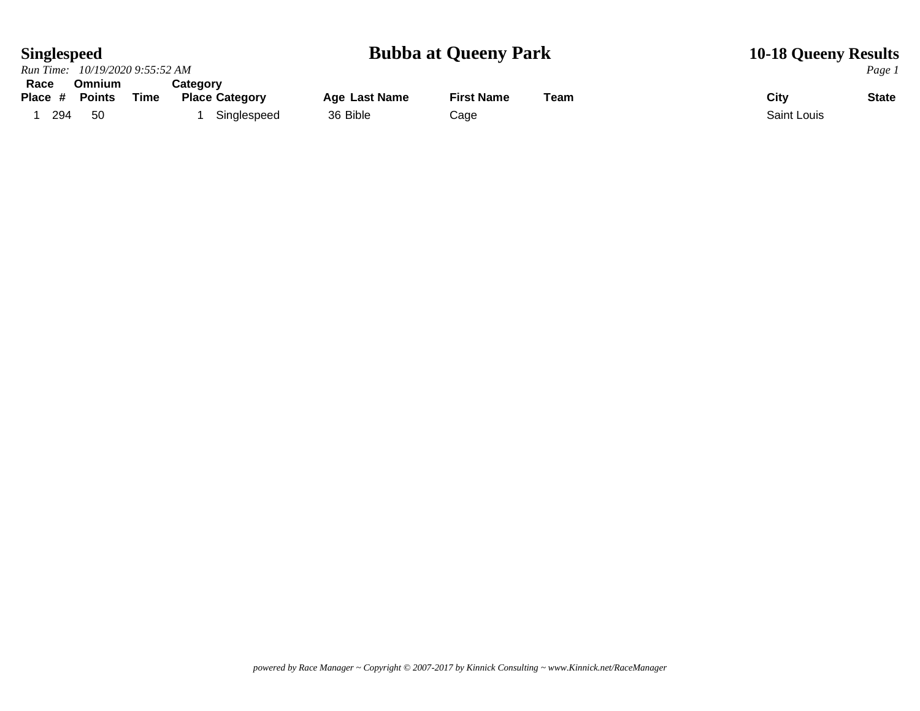**Singlespeed**

# Bubba at Queeny Park

**10-18 Queeny Results**

*Run Time: 10/19/2020 9:55:52 AM*

| Race Place | # | Omnium Points | Time | Category Place | Category | Age | Last Name | First Name | Team | City | State |
|---|---|---|---|---|---|---|---|---|---|---|---|
| 1 | 294 | 50 | | 1 | Singlespeed | 36 | Bible | Cage | | Saint Louis | |

*powered by Race Manager ~ Copyright © 2007-2017 by Kinnick Consulting ~ www.Kinnick.net/RaceManager*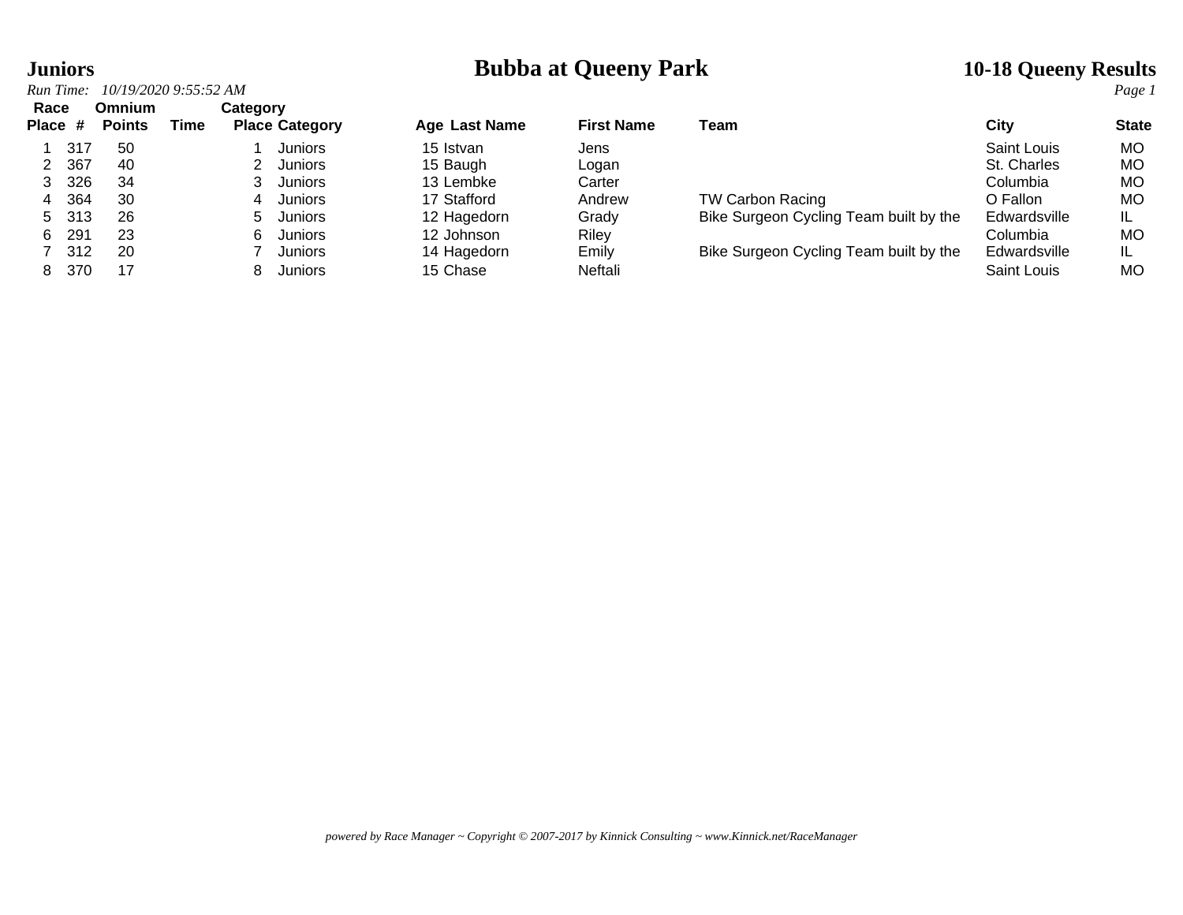# Bubba at Queeny Park

**Juniors**

*Run Time: 10/19/2020 9:55:52 AM*

**10-18 Queeny Results**

| Race Place | # | Omnium Points | Time | Category Place | Category | Age | Last Name | First Name | Team | City | State |
|---|---|---|---|---|---|---|---|---|---|---|---|
| 1 | 317 | 50 | | 1 | Juniors | 15 | Istvan | Jens | | Saint Louis | MO |
| 2 | 367 | 40 | | 2 | Juniors | 15 | Baugh | Logan | | St. Charles | MO |
| 3 | 326 | 34 | | 3 | Juniors | 13 | Lembke | Carter | | Columbia | MO |
| 4 | 364 | 30 | | 4 | Juniors | 17 | Stafford | Andrew | TW Carbon Racing | O Fallon | MO |
| 5 | 313 | 26 | | 5 | Juniors | 12 | Hagedorn | Grady | Bike Surgeon Cycling Team built by the | Edwardsville | IL |
| 6 | 291 | 23 | | 6 | Juniors | 12 | Johnson | Riley | | Columbia | MO |
| 7 | 312 | 20 | | 7 | Juniors | 14 | Hagedorn | Emily | Bike Surgeon Cycling Team built by the | Edwardsville | IL |
| 8 | 370 | 17 | | 8 | Juniors | 15 | Chase | Neftali | | Saint Louis | MO |

*powered by Race Manager ~ Copyright © 2007-2017 by Kinnick Consulting ~ www.Kinnick.net/RaceManager*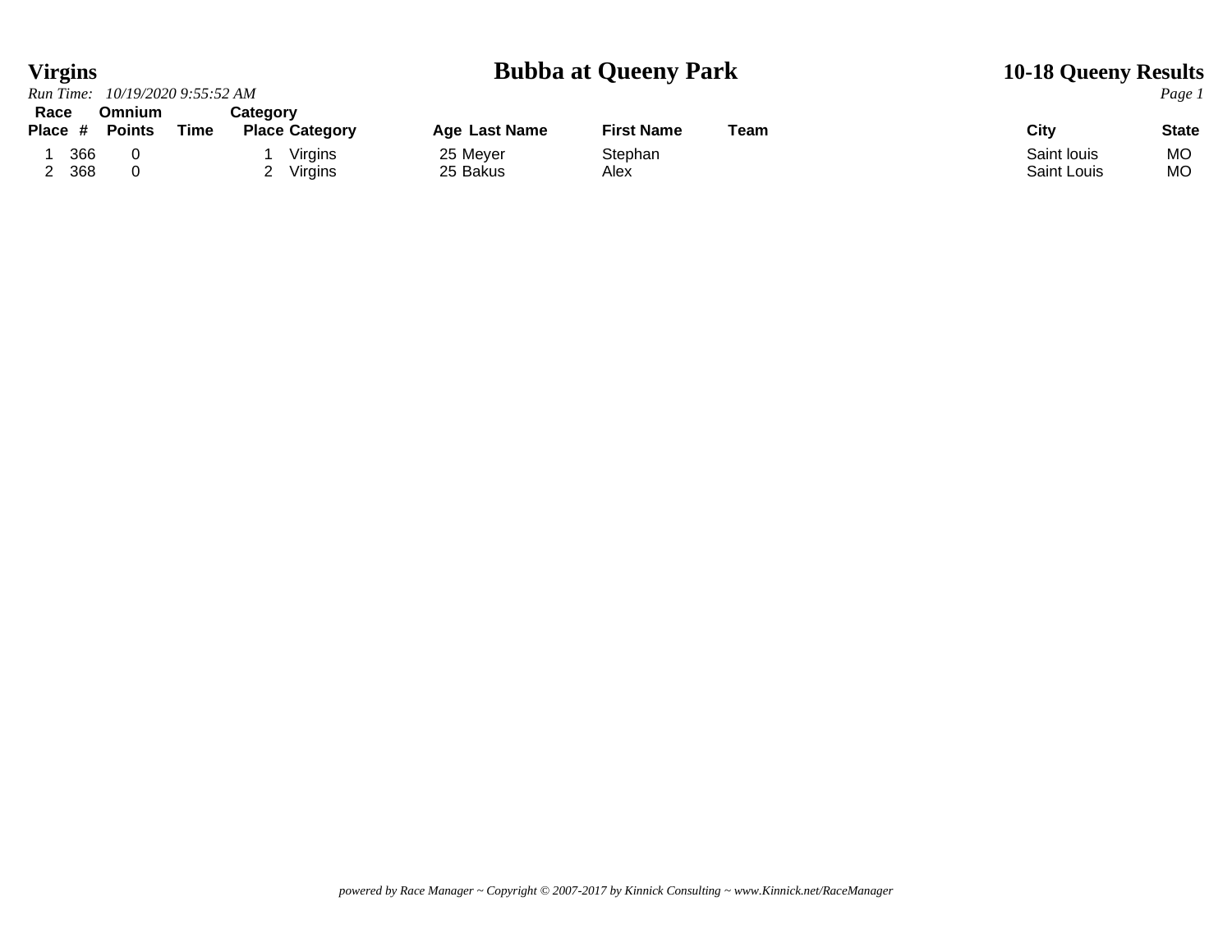# Bubba at Queeny Park

## Virgins

## 10-18 Queeny Results

*Run Time: 10/19/2020 9:55:52 AM*

| Race Place | # | Omnium Points | Time | Category Place | Category | Age | Last Name | First Name | Team | City | State |
|---|---|---|---|---|---|---|---|---|---|---|---|
| 1 | 366 | 0 | | 1 | Virgins | 25 | Meyer | Stephan | | Saint louis | MO |
| 2 | 368 | 0 | | 2 | Virgins | 25 | Bakus | Alex | | Saint Louis | MO |

*powered by Race Manager ~ Copyright © 2007-2017 by Kinnick Consulting ~ www.Kinnick.net/RaceManager*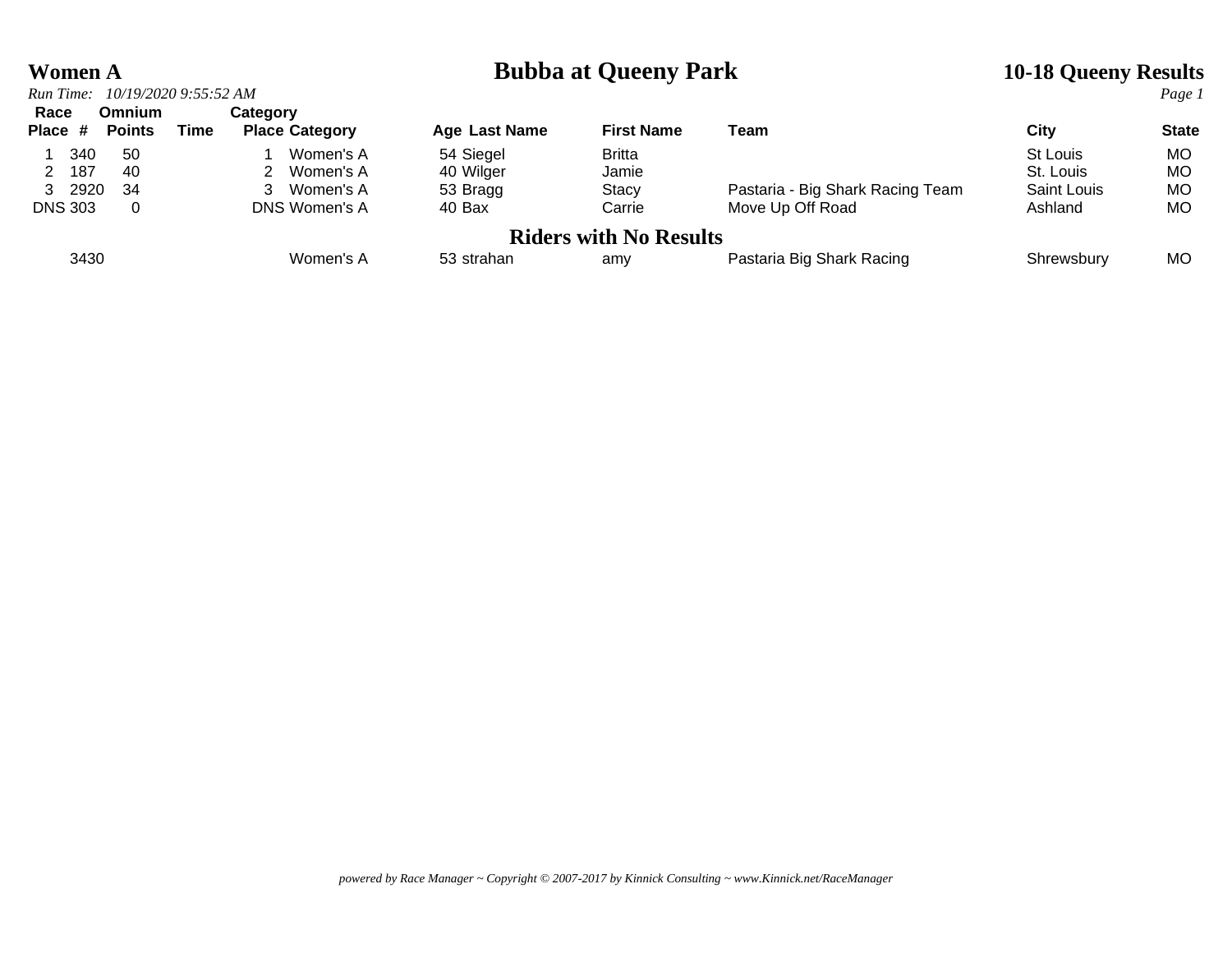# Women A

# Bubba at Queeny Park

## 10-18 Queeny Results

*Run Time: 10/19/2020 9:55:52 AM*

| Race Place | # | Omnium Points | Time | Category Place | Category | Age | Last Name | First Name | Team | City | State |
|---|---|---|---|---|---|---|---|---|---|---|---|
| 1 | 340 | 50 | | 1 | Women's A | 54 | Siegel | Britta | | St Louis | MO |
| 2 | 187 | 40 | | 2 | Women's A | 40 | Wilger | Jamie | | St. Louis | MO |
| 3 | 2920 | 34 | | 3 | Women's A | 53 | Bragg | Stacy | Pastaria - Big Shark Racing Team | Saint Louis | MO |
| DNS | 303 | 0 | | DNS | Women's A | 40 | Bax | Carrie | Move Up Off Road | Ashland | MO |

## Riders with No Results

| Race Place | # | Omnium Points | Time | Category Place | Category | Age | Last Name | First Name | Team | City | State |
|---|---|---|---|---|---|---|---|---|---|---|---|
| | 3430 | | | | Women's A | 53 | strahan | amy | Pastaria Big Shark Racing | Shrewsbury | MO |

*powered by Race Manager ~ Copyright © 2007-2017 by Kinnick Consulting ~ www.Kinnick.net/RaceManager*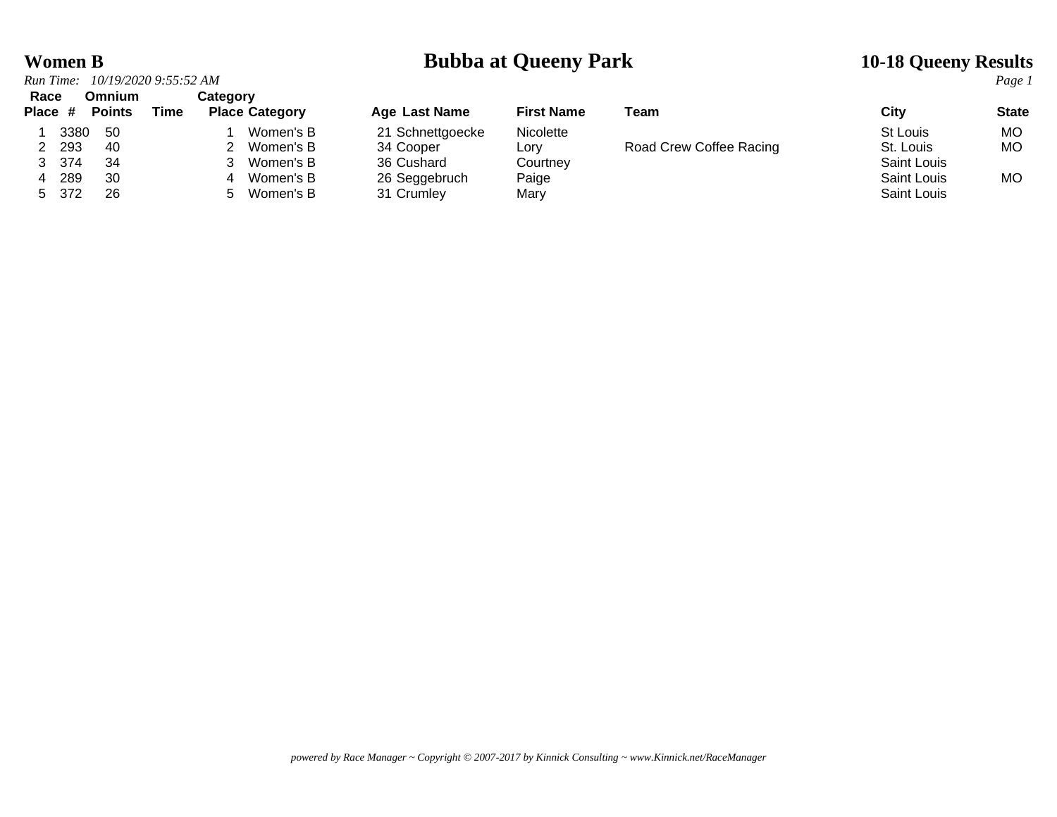**Women B** | **Bubba at Queeny Park** | **10-18 Queeny Results**

*Run Time: 10/19/2020 9:55:52 AM*

| Race Place | # | Omnium Points | Time | Category Place | Category | Age | Last Name | First Name | Team | City | State |
|---|---|---|---|---|---|---|---|---|---|---|---|
| 1 | 3380 | 50 | | 1 | Women's B | 21 | Schnettgoecke | Nicolette | | St Louis | MO |
| 2 | 293 | 40 | | 2 | Women's B | 34 | Cooper | Lory | Road Crew Coffee Racing | St. Louis | MO |
| 3 | 374 | 34 | | 3 | Women's B | 36 | Cushard | Courtney | | Saint Louis | |
| 4 | 289 | 30 | | 4 | Women's B | 26 | Seggebruch | Paige | | Saint Louis | MO |
| 5 | 372 | 26 | | 5 | Women's B | 31 | Crumley | Mary | | Saint Louis | |

*powered by Race Manager ~ Copyright © 2007-2017 by Kinnick Consulting ~ www.Kinnick.net/RaceManager*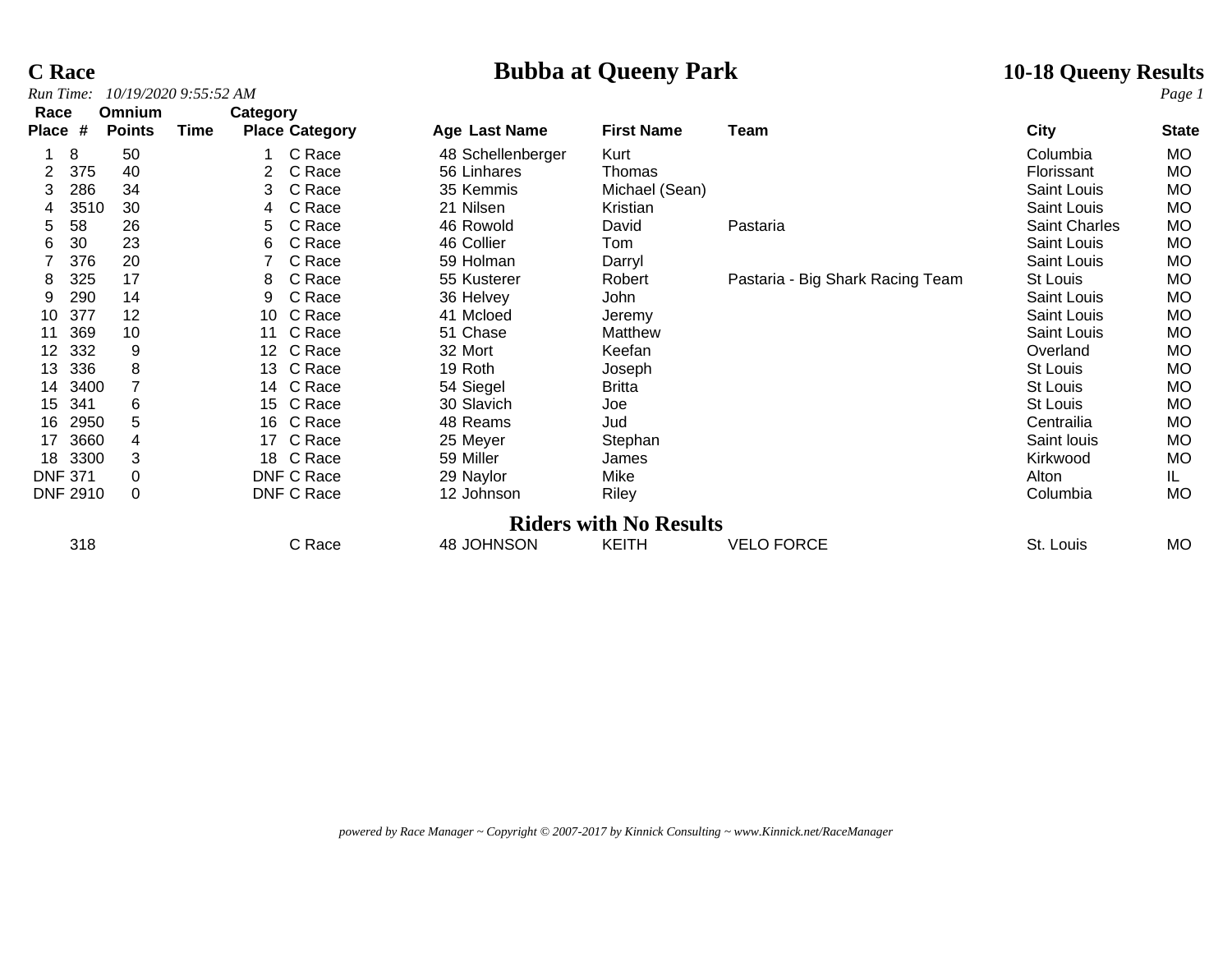# C Race

## Bubba at Queeny Park

## 10-18 Queeny Results

*Run Time: 10/19/2020 9:55:52 AM*

| Race Place | # | Omnium Points | Time | Category Place | Category | Age | Last Name | First Name | Team | City | State |
|---|---|---|---|---|---|---|---|---|---|---|---|
| 1 | 8 | 50 | | 1 | C Race | 48 | Schellenberger | Kurt | | Columbia | MO |
| 2 | 375 | 40 | | 2 | C Race | 56 | Linhares | Thomas | | Florissant | MO |
| 3 | 286 | 34 | | 3 | C Race | 35 | Kemmis | Michael (Sean) | | Saint Louis | MO |
| 4 | 3510 | 30 | | 4 | C Race | 21 | Nilsen | Kristian | | Saint Louis | MO |
| 5 | 58 | 26 | | 5 | C Race | 46 | Rowold | David | Pastaria | Saint Charles | MO |
| 6 | 30 | 23 | | 6 | C Race | 46 | Collier | Tom | | Saint Louis | MO |
| 7 | 376 | 20 | | 7 | C Race | 59 | Holman | Darryl | | Saint Louis | MO |
| 8 | 325 | 17 | | 8 | C Race | 55 | Kusterer | Robert | Pastaria - Big Shark Racing Team | St Louis | MO |
| 9 | 290 | 14 | | 9 | C Race | 36 | Helvey | John | | Saint Louis | MO |
| 10 | 377 | 12 | | 10 | C Race | 41 | Mcloed | Jeremy | | Saint Louis | MO |
| 11 | 369 | 10 | | 11 | C Race | 51 | Chase | Matthew | | Saint Louis | MO |
| 12 | 332 | 9 | | 12 | C Race | 32 | Mort | Keefan | | Overland | MO |
| 13 | 336 | 8 | | 13 | C Race | 19 | Roth | Joseph | | St Louis | MO |
| 14 | 3400 | 7 | | 14 | C Race | 54 | Siegel | Britta | | St Louis | MO |
| 15 | 341 | 6 | | 15 | C Race | 30 | Slavich | Joe | | St Louis | MO |
| 16 | 2950 | 5 | | 16 | C Race | 48 | Reams | Jud | | Centrailia | MO |
| 17 | 3660 | 4 | | 17 | C Race | 25 | Meyer | Stephan | | Saint louis | MO |
| 18 | 3300 | 3 | | 18 | C Race | 59 | Miller | James | | Kirkwood | MO |
| DNF | 371 | 0 | | DNF | C Race | 29 | Naylor | Mike | | Alton | IL |
| DNF | 2910 | 0 | | DNF | C Race | 12 | Johnson | Riley | | Columbia | MO |

## Riders with No Results

| Race Place | # | Omnium Points | Time | Category Place | Category | Age | Last Name | First Name | Team | City | State |
|---|---|---|---|---|---|---|---|---|---|---|---|
| | 318 | | | | C Race | 48 | JOHNSON | KEITH | VELO FORCE | St. Louis | MO |

*powered by Race Manager ~ Copyright © 2007-2017 by Kinnick Consulting ~ www.Kinnick.net/RaceManager*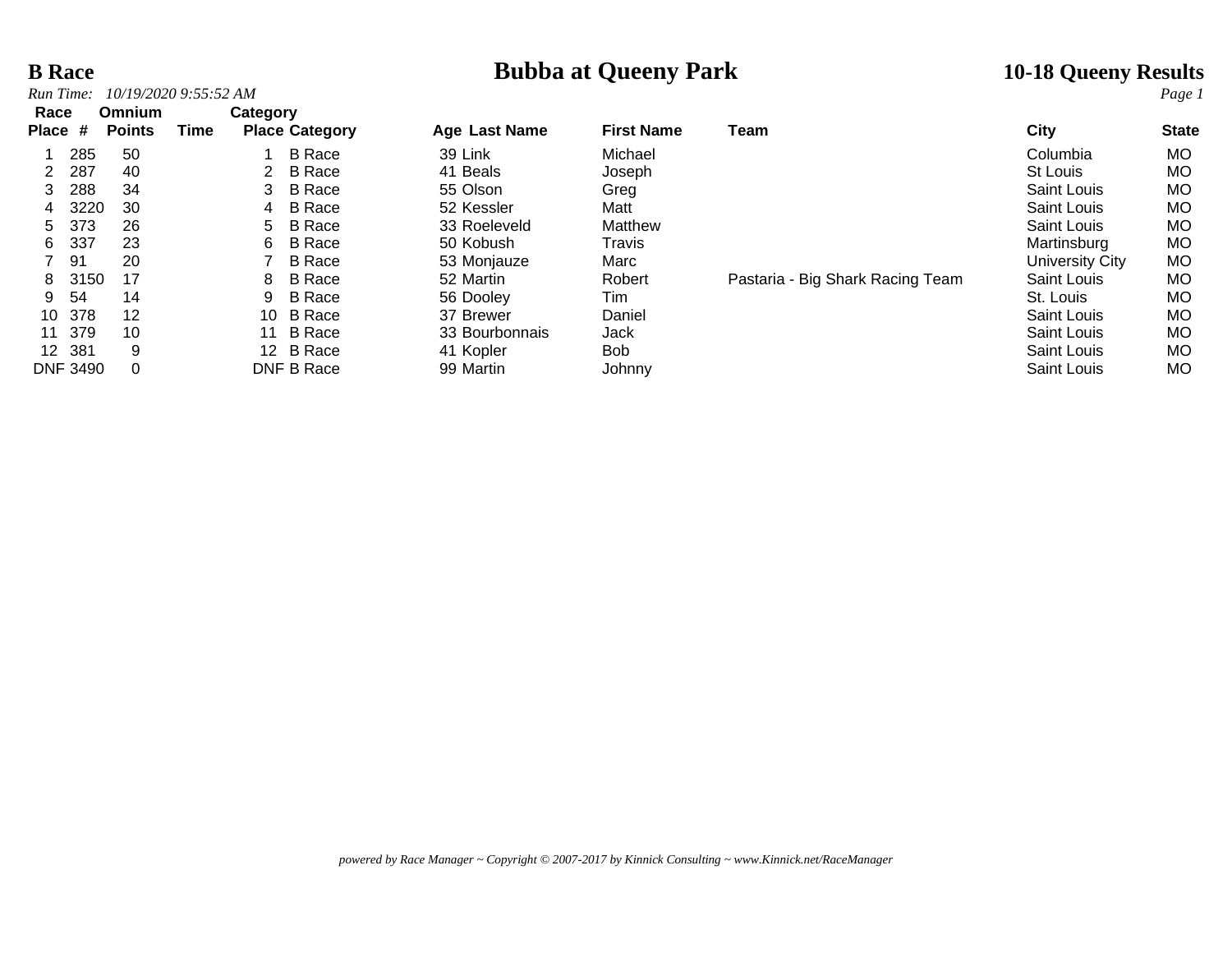**B Race** — **Bubba at Queeny Park** — **10-18 Queeny Results**

*Run Time: 10/19/2020 9:55:52 AM*

| Race Place | # | Omnium Points | Time | Category Place | Category | Age | Last Name | First Name | Team | City | State |
|---|---|---|---|---|---|---|---|---|---|---|---|
| 1 | 285 | 50 | | 1 | B Race | 39 | Link | Michael | | Columbia | MO |
| 2 | 287 | 40 | | 2 | B Race | 41 | Beals | Joseph | | St Louis | MO |
| 3 | 288 | 34 | | 3 | B Race | 55 | Olson | Greg | | Saint Louis | MO |
| 4 | 3220 | 30 | | 4 | B Race | 52 | Kessler | Matt | | Saint Louis | MO |
| 5 | 373 | 26 | | 5 | B Race | 33 | Roeleveld | Matthew | | Saint Louis | MO |
| 6 | 337 | 23 | | 6 | B Race | 50 | Kobush | Travis | | Martinsburg | MO |
| 7 | 91 | 20 | | 7 | B Race | 53 | Monjauze | Marc | | University City | MO |
| 8 | 3150 | 17 | | 8 | B Race | 52 | Martin | Robert | Pastaria - Big Shark Racing Team | Saint Louis | MO |
| 9 | 54 | 14 | | 9 | B Race | 56 | Dooley | Tim | | St. Louis | MO |
| 10 | 378 | 12 | | 10 | B Race | 37 | Brewer | Daniel | | Saint Louis | MO |
| 11 | 379 | 10 | | 11 | B Race | 33 | Bourbonnais | Jack | | Saint Louis | MO |
| 12 | 381 | 9 | | 12 | B Race | 41 | Kopler | Bob | | Saint Louis | MO |
| DNF | 3490 | 0 | | DNF | B Race | 99 | Martin | Johnny | | Saint Louis | MO |

*powered by Race Manager ~ Copyright © 2007-2017 by Kinnick Consulting ~ www.Kinnick.net/RaceManager*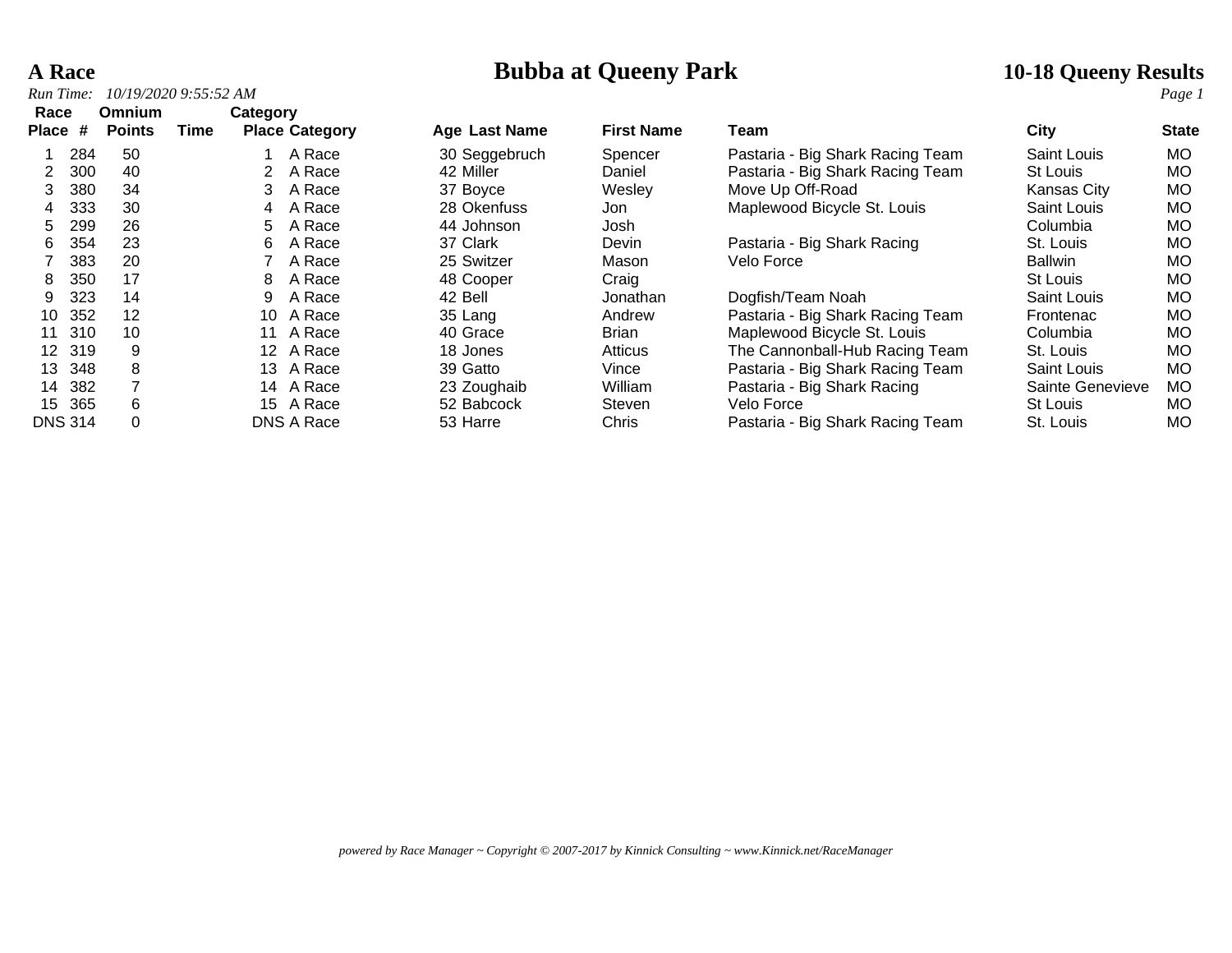# A Race

## Bubba at Queeny Park

### 10-18 Queeny Results

*Run Time: 10/19/2020 9:55:52 AM*

| Race Place | # | Omnium Points | Time | Category Place | Category | Age | Last Name | First Name | Team | City | State |
|---|---|---|---|---|---|---|---|---|---|---|---|
| 1 | 284 | 50 | | 1 | A Race | 30 | Seggebruch | Spencer | Pastaria - Big Shark Racing Team | Saint Louis | MO |
| 2 | 300 | 40 | | 2 | A Race | 42 | Miller | Daniel | Pastaria - Big Shark Racing Team | St Louis | MO |
| 3 | 380 | 34 | | 3 | A Race | 37 | Boyce | Wesley | Move Up Off-Road | Kansas City | MO |
| 4 | 333 | 30 | | 4 | A Race | 28 | Okenfuss | Jon | Maplewood Bicycle St. Louis | Saint Louis | MO |
| 5 | 299 | 26 | | 5 | A Race | 44 | Johnson | Josh | | Columbia | MO |
| 6 | 354 | 23 | | 6 | A Race | 37 | Clark | Devin | Pastaria - Big Shark Racing | St. Louis | MO |
| 7 | 383 | 20 | | 7 | A Race | 25 | Switzer | Mason | Velo Force | Ballwin | MO |
| 8 | 350 | 17 | | 8 | A Race | 48 | Cooper | Craig | | St Louis | MO |
| 9 | 323 | 14 | | 9 | A Race | 42 | Bell | Jonathan | Dogfish/Team Noah | Saint Louis | MO |
| 10 | 352 | 12 | | 10 | A Race | 35 | Lang | Andrew | Pastaria - Big Shark Racing Team | Frontenac | MO |
| 11 | 310 | 10 | | 11 | A Race | 40 | Grace | Brian | Maplewood Bicycle St. Louis | Columbia | MO |
| 12 | 319 | 9 | | 12 | A Race | 18 | Jones | Atticus | The Cannonball-Hub Racing Team | St. Louis | MO |
| 13 | 348 | 8 | | 13 | A Race | 39 | Gatto | Vince | Pastaria - Big Shark Racing Team | Saint Louis | MO |
| 14 | 382 | 7 | | 14 | A Race | 23 | Zoughaib | William | Pastaria - Big Shark Racing | Sainte Genevieve | MO |
| 15 | 365 | 6 | | 15 | A Race | 52 | Babcock | Steven | Velo Force | St Louis | MO |
| DNS | 314 | 0 | | DNS | A Race | 53 | Harre | Chris | Pastaria - Big Shark Racing Team | St. Louis | MO |

*powered by Race Manager ~ Copyright © 2007-2017 by Kinnick Consulting ~ www.Kinnick.net/RaceManager*